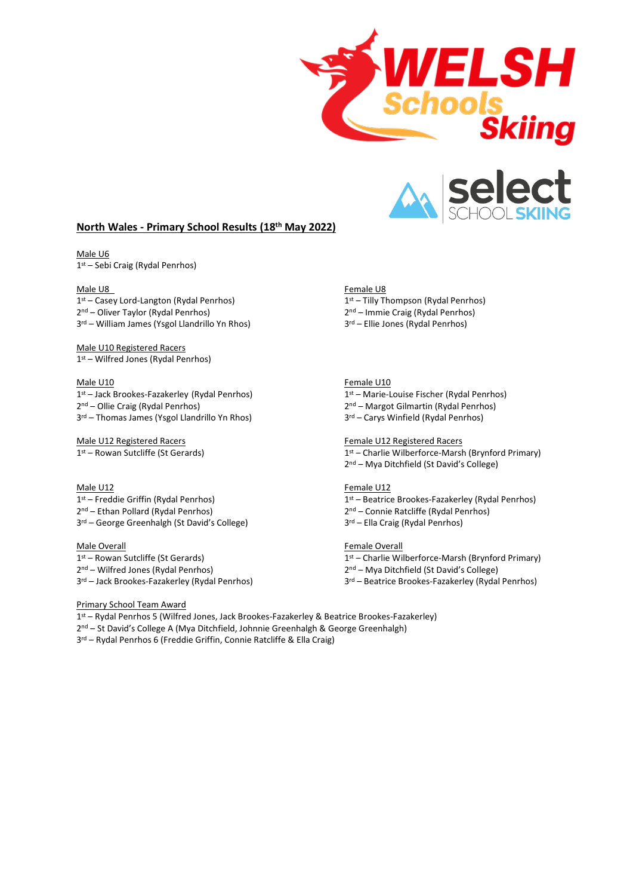## North Wales - Primary School Results (18th May 2022)

Male U6
1st – Sebi Craig (Rydal Penrhos)

Male U8
1st – Casey Lord-Langton (Rydal Penrhos)
2nd – Oliver Taylor (Rydal Penrhos)
3rd – William James (Ysgol Llandrillo Yn Rhos)

Female U8
1st – Tilly Thompson (Rydal Penrhos)
2nd – Immie Craig (Rydal Penrhos)
3rd – Ellie Jones (Rydal Penrhos)

Male U10 Registered Racers
1st – Wilfred Jones (Rydal Penrhos)

Male U10
1st – Jack Brookes-Fazakerley (Rydal Penrhos)
2nd – Ollie Craig (Rydal Penrhos)
3rd – Thomas James (Ysgol Llandrillo Yn Rhos)

Female U10
1st – Marie-Louise Fischer (Rydal Penrhos)
2nd – Margot Gilmartin (Rydal Penrhos)
3rd – Carys Winfield (Rydal Penrhos)

Male U12 Registered Racers
1st – Rowan Sutcliffe (St Gerards)

Female U12 Registered Racers
1st – Charlie Wilberforce-Marsh (Brynford Primary)
2nd – Mya Ditchfield (St David's College)

Male U12
1st – Freddie Griffin (Rydal Penrhos)
2nd – Ethan Pollard (Rydal Penrhos)
3rd – George Greenhalgh (St David's College)

Female U12
1st – Beatrice Brookes-Fazakerley (Rydal Penrhos)
2nd – Connie Ratcliffe (Rydal Penrhos)
3rd – Ella Craig (Rydal Penrhos)

Male Overall
1st – Rowan Sutcliffe (St Gerards)
2nd – Wilfred Jones (Rydal Penrhos)
3rd – Jack Brookes-Fazakerley (Rydal Penrhos)

Female Overall
1st – Charlie Wilberforce-Marsh (Brynford Primary)
2nd – Mya Ditchfield (St David's College)
3rd – Beatrice Brookes-Fazakerley (Rydal Penrhos)

Primary School Team Award
1st – Rydal Penrhos 5 (Wilfred Jones, Jack Brookes-Fazakerley & Beatrice Brookes-Fazakerley)
2nd – St David's College A (Mya Ditchfield, Johnnie Greenhalgh & George Greenhalgh)
3rd – Rydal Penrhos 6 (Freddie Griffin, Connie Ratcliffe & Ella Craig)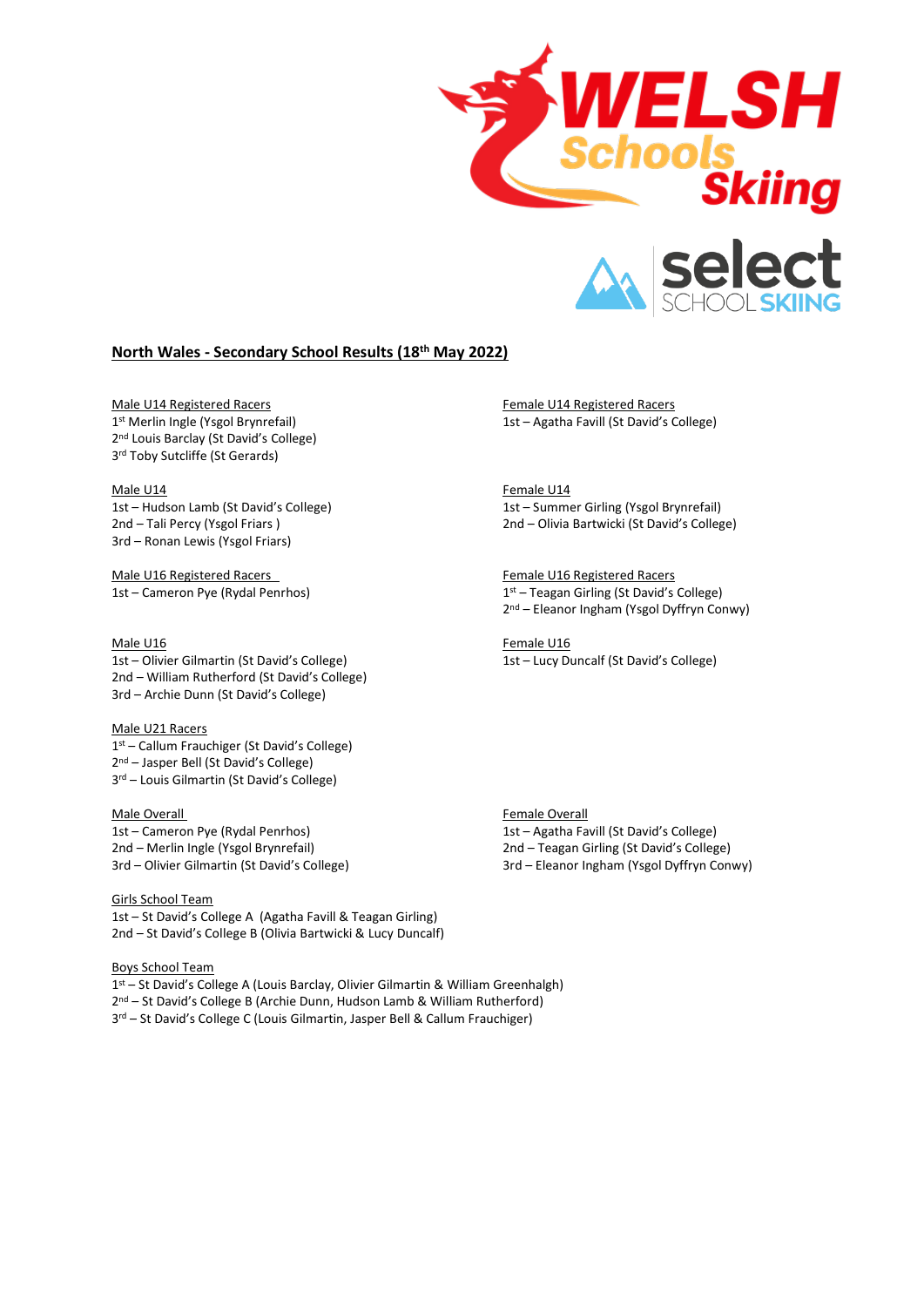## North Wales - Secondary School Results (18th May 2022)

Male U14 Registered Racers
1st Merlin Ingle (Ysgol Brynrefail)
2nd Louis Barclay (St David's College)
3rd Toby Sutcliffe (St Gerards)

Female U14 Registered Racers
1st – Agatha Favill (St David's College)

Male U14
1st – Hudson Lamb (St David's College)
2nd – Tali Percy (Ysgol Friars )
3rd – Ronan Lewis (Ysgol Friars)

Female U14
1st – Summer Girling (Ysgol Brynrefail)
2nd – Olivia Bartwicki (St David's College)

Male U16 Registered Racers
1st – Cameron Pye (Rydal Penrhos)

Female U16 Registered Racers
1st – Teagan Girling (St David's College)
2nd – Eleanor Ingham (Ysgol Dyffryn Conwy)

Male U16
1st – Olivier Gilmartin (St David's College)
2nd – William Rutherford (St David's College)
3rd – Archie Dunn (St David's College)

Female U16
1st – Lucy Duncalf (St David's College)

Male U21 Racers
1st – Callum Frauchiger (St David's College)
2nd – Jasper Bell (St David's College)
3rd – Louis Gilmartin (St David's College)

Male Overall
1st – Cameron Pye (Rydal Penrhos)
2nd – Merlin Ingle (Ysgol Brynrefail)
3rd – Olivier Gilmartin (St David's College)

Female Overall
1st – Agatha Favill (St David's College)
2nd – Teagan Girling (St David's College)
3rd – Eleanor Ingham (Ysgol Dyffryn Conwy)

Girls School Team
1st – St David's College A (Agatha Favill & Teagan Girling)
2nd – St David's College B (Olivia Bartwicki & Lucy Duncalf)

Boys School Team
1st – St David's College A (Louis Barclay, Olivier Gilmartin & William Greenhalgh)
2nd – St David's College B (Archie Dunn, Hudson Lamb & William Rutherford)
3rd – St David's College C (Louis Gilmartin, Jasper Bell & Callum Frauchiger)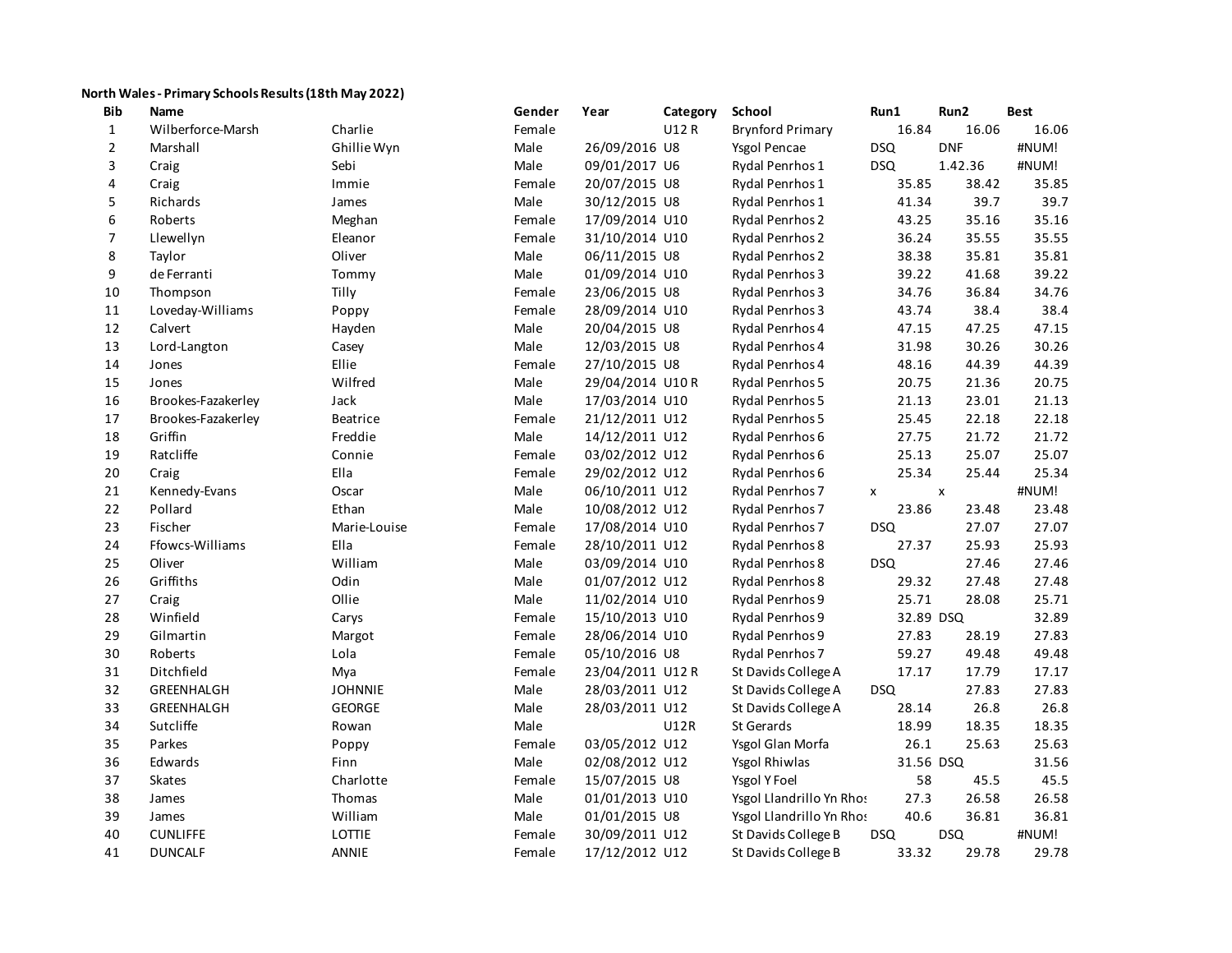**North Wales - Primary Schools Results (18th May 2022)**

| Bib | Name | | Gender | Year | Category | School | Run1 | Run2 | Best |
|---|---|---|---|---|---|---|---|---|---|
| 1 | Wilberforce-Marsh | Charlie | Female | | U12 R | Brynford Primary | 16.84 | 16.06 | 16.06 |
| 2 | Marshall | Ghillie Wyn | Male | 26/09/2016 | U8 | Ysgol Pencae | DSQ | DNF | #NUM! |
| 3 | Craig | Sebi | Male | 09/01/2017 | U6 | Rydal Penrhos 1 | DSQ | 1.42.36 | #NUM! |
| 4 | Craig | Immie | Female | 20/07/2015 | U8 | Rydal Penrhos 1 | 35.85 | 38.42 | 35.85 |
| 5 | Richards | James | Male | 30/12/2015 | U8 | Rydal Penrhos 1 | 41.34 | 39.7 | 39.7 |
| 6 | Roberts | Meghan | Female | 17/09/2014 | U10 | Rydal Penrhos 2 | 43.25 | 35.16 | 35.16 |
| 7 | Llewellyn | Eleanor | Female | 31/10/2014 | U10 | Rydal Penrhos 2 | 36.24 | 35.55 | 35.55 |
| 8 | Taylor | Oliver | Male | 06/11/2015 | U8 | Rydal Penrhos 2 | 38.38 | 35.81 | 35.81 |
| 9 | de Ferranti | Tommy | Male | 01/09/2014 | U10 | Rydal Penrhos 3 | 39.22 | 41.68 | 39.22 |
| 10 | Thompson | Tilly | Female | 23/06/2015 | U8 | Rydal Penrhos 3 | 34.76 | 36.84 | 34.76 |
| 11 | Loveday-Williams | Poppy | Female | 28/09/2014 | U10 | Rydal Penrhos 3 | 43.74 | 38.4 | 38.4 |
| 12 | Calvert | Hayden | Male | 20/04/2015 | U8 | Rydal Penrhos 4 | 47.15 | 47.25 | 47.15 |
| 13 | Lord-Langton | Casey | Male | 12/03/2015 | U8 | Rydal Penrhos 4 | 31.98 | 30.26 | 30.26 |
| 14 | Jones | Ellie | Female | 27/10/2015 | U8 | Rydal Penrhos 4 | 48.16 | 44.39 | 44.39 |
| 15 | Jones | Wilfred | Male | 29/04/2014 | U10 R | Rydal Penrhos 5 | 20.75 | 21.36 | 20.75 |
| 16 | Brookes-Fazakerley | Jack | Male | 17/03/2014 | U10 | Rydal Penrhos 5 | 21.13 | 23.01 | 21.13 |
| 17 | Brookes-Fazakerley | Beatrice | Female | 21/12/2011 | U12 | Rydal Penrhos 5 | 25.45 | 22.18 | 22.18 |
| 18 | Griffin | Freddie | Male | 14/12/2011 | U12 | Rydal Penrhos 6 | 27.75 | 21.72 | 21.72 |
| 19 | Ratcliffe | Connie | Female | 03/02/2012 | U12 | Rydal Penrhos 6 | 25.13 | 25.07 | 25.07 |
| 20 | Craig | Ella | Female | 29/02/2012 | U12 | Rydal Penrhos 6 | 25.34 | 25.44 | 25.34 |
| 21 | Kennedy-Evans | Oscar | Male | 06/10/2011 | U12 | Rydal Penrhos 7 | x | x | #NUM! |
| 22 | Pollard | Ethan | Male | 10/08/2012 | U12 | Rydal Penrhos 7 | 23.86 | 23.48 | 23.48 |
| 23 | Fischer | Marie-Louise | Female | 17/08/2014 | U10 | Rydal Penrhos 7 | DSQ | 27.07 | 27.07 |
| 24 | Ffowcs-Williams | Ella | Female | 28/10/2011 | U12 | Rydal Penrhos 8 | 27.37 | 25.93 | 25.93 |
| 25 | Oliver | William | Male | 03/09/2014 | U10 | Rydal Penrhos 8 | DSQ | 27.46 | 27.46 |
| 26 | Griffiths | Odin | Male | 01/07/2012 | U12 | Rydal Penrhos 8 | 29.32 | 27.48 | 27.48 |
| 27 | Craig | Ollie | Male | 11/02/2014 | U10 | Rydal Penrhos 9 | 25.71 | 28.08 | 25.71 |
| 28 | Winfield | Carys | Female | 15/10/2013 | U10 | Rydal Penrhos 9 | 32.89 | DSQ | 32.89 |
| 29 | Gilmartin | Margot | Female | 28/06/2014 | U10 | Rydal Penrhos 9 | 27.83 | 28.19 | 27.83 |
| 30 | Roberts | Lola | Female | 05/10/2016 | U8 | Rydal Penrhos 7 | 59.27 | 49.48 | 49.48 |
| 31 | Ditchfield | Mya | Female | 23/04/2011 | U12 R | St Davids College A | 17.17 | 17.79 | 17.17 |
| 32 | GREENHALGH | JOHNNIE | Male | 28/03/2011 | U12 | St Davids College A | DSQ | 27.83 | 27.83 |
| 33 | GREENHALGH | GEORGE | Male | 28/03/2011 | U12 | St Davids College A | 28.14 | 26.8 | 26.8 |
| 34 | Sutcliffe | Rowan | Male | | U12R | St Gerards | 18.99 | 18.35 | 18.35 |
| 35 | Parkes | Poppy | Female | 03/05/2012 | U12 | Ysgol Glan Morfa | 26.1 | 25.63 | 25.63 |
| 36 | Edwards | Finn | Male | 02/08/2012 | U12 | Ysgol Rhiwlas | 31.56 | DSQ | 31.56 |
| 37 | Skates | Charlotte | Female | 15/07/2015 | U8 | Ysgol Y Foel | 58 | 45.5 | 45.5 |
| 38 | James | Thomas | Male | 01/01/2013 | U10 | Ysgol Llandrillo Yn Rhos | 27.3 | 26.58 | 26.58 |
| 39 | James | William | Male | 01/01/2015 | U8 | Ysgol Llandrillo Yn Rhos | 40.6 | 36.81 | 36.81 |
| 40 | CUNLIFFE | LOTTIE | Female | 30/09/2011 | U12 | St Davids College B | DSQ | DSQ | #NUM! |
| 41 | DUNCALF | ANNIE | Female | 17/12/2012 | U12 | St Davids College B | 33.32 | 29.78 | 29.78 |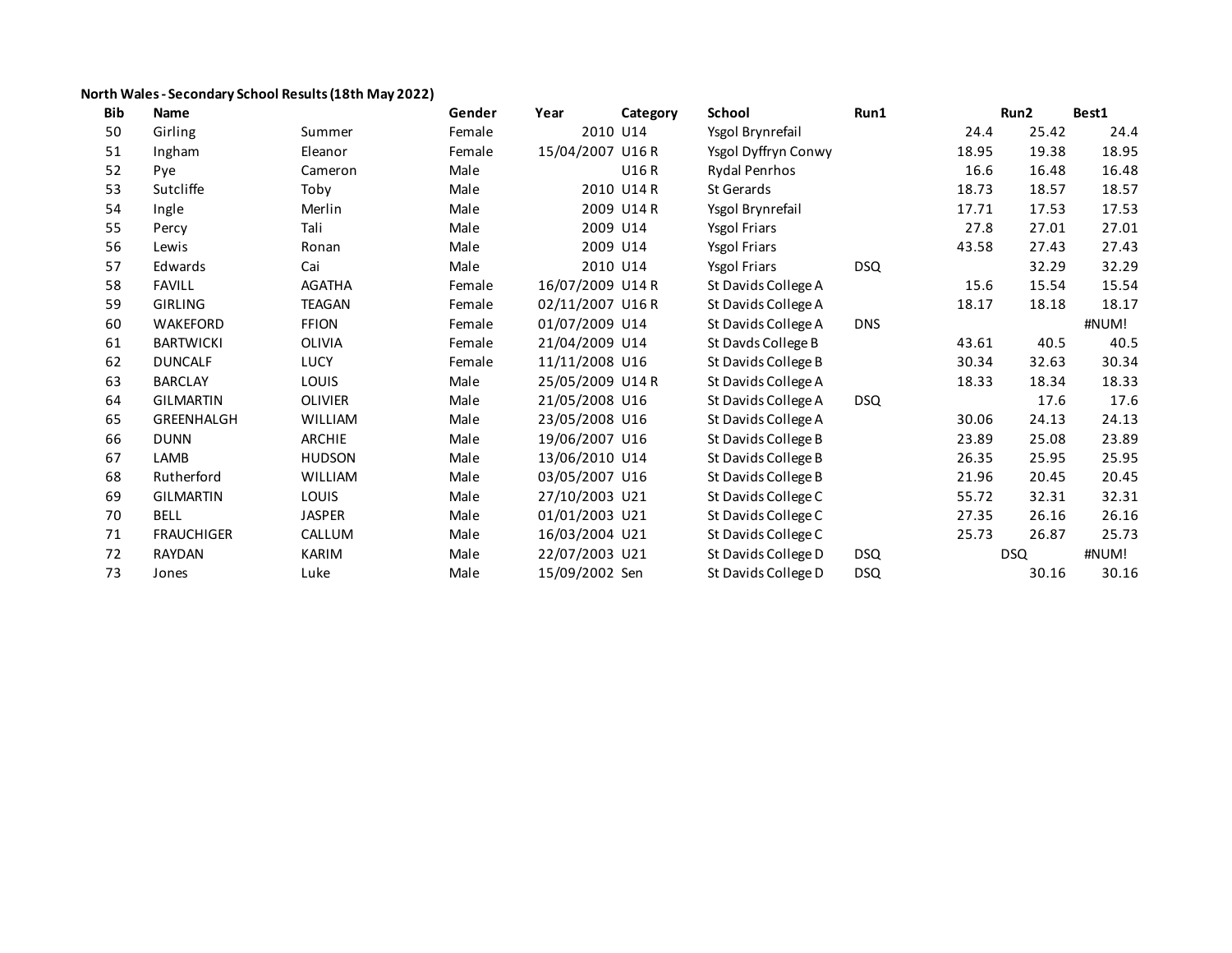**North Wales - Secondary School Results (18th May 2022)**

| Bib | Name | | Gender | Year | Category | School | Run1 | Run2 | Best1 |
|---|---|---|---|---|---|---|---|---|---|
| 50 | Girling | Summer | Female | 2010 | U14 | Ysgol Brynrefail | 24.4 | 25.42 | 24.4 |
| 51 | Ingham | Eleanor | Female | 15/04/2007 | U16 R | Ysgol Dyffryn Conwy | 18.95 | 19.38 | 18.95 |
| 52 | Pye | Cameron | Male | | U16 R | Rydal Penrhos | 16.6 | 16.48 | 16.48 |
| 53 | Sutcliffe | Toby | Male | 2010 | U14 R | St Gerards | 18.73 | 18.57 | 18.57 |
| 54 | Ingle | Merlin | Male | 2009 | U14 R | Ysgol Brynrefail | 17.71 | 17.53 | 17.53 |
| 55 | Percy | Tali | Male | 2009 | U14 | Ysgol Friars | 27.8 | 27.01 | 27.01 |
| 56 | Lewis | Ronan | Male | 2009 | U14 | Ysgol Friars | 43.58 | 27.43 | 27.43 |
| 57 | Edwards | Cai | Male | 2010 | U14 | Ysgol Friars | DSQ | 32.29 | 32.29 |
| 58 | FAVILL | AGATHA | Female | 16/07/2009 | U14 R | St Davids College A | 15.6 | 15.54 | 15.54 |
| 59 | GIRLING | TEAGAN | Female | 02/11/2007 | U16 R | St Davids College A | 18.17 | 18.18 | 18.17 |
| 60 | WAKEFORD | FFION | Female | 01/07/2009 | U14 | St Davids College A | DNS | | #NUM! |
| 61 | BARTWICKI | OLIVIA | Female | 21/04/2009 | U14 | St Davds College B | 43.61 | 40.5 | 40.5 |
| 62 | DUNCALF | LUCY | Female | 11/11/2008 | U16 | St Davids College B | 30.34 | 32.63 | 30.34 |
| 63 | BARCLAY | LOUIS | Male | 25/05/2009 | U14 R | St Davids College A | 18.33 | 18.34 | 18.33 |
| 64 | GILMARTIN | OLIVIER | Male | 21/05/2008 | U16 | St Davids College A | DSQ | 17.6 | 17.6 |
| 65 | GREENHALGH | WILLIAM | Male | 23/05/2008 | U16 | St Davids College A | 30.06 | 24.13 | 24.13 |
| 66 | DUNN | ARCHIE | Male | 19/06/2007 | U16 | St Davids College B | 23.89 | 25.08 | 23.89 |
| 67 | LAMB | HUDSON | Male | 13/06/2010 | U14 | St Davids College B | 26.35 | 25.95 | 25.95 |
| 68 | Rutherford | WILLIAM | Male | 03/05/2007 | U16 | St Davids College B | 21.96 | 20.45 | 20.45 |
| 69 | GILMARTIN | LOUIS | Male | 27/10/2003 | U21 | St Davids College C | 55.72 | 32.31 | 32.31 |
| 70 | BELL | JASPER | Male | 01/01/2003 | U21 | St Davids College C | 27.35 | 26.16 | 26.16 |
| 71 | FRAUCHIGER | CALLUM | Male | 16/03/2004 | U21 | St Davids College C | 25.73 | 26.87 | 25.73 |
| 72 | RAYDAN | KARIM | Male | 22/07/2003 | U21 | St Davids College D | DSQ | DSQ | #NUM! |
| 73 | Jones | Luke | Male | 15/09/2002 | Sen | St Davids College D | DSQ | 30.16 | 30.16 |